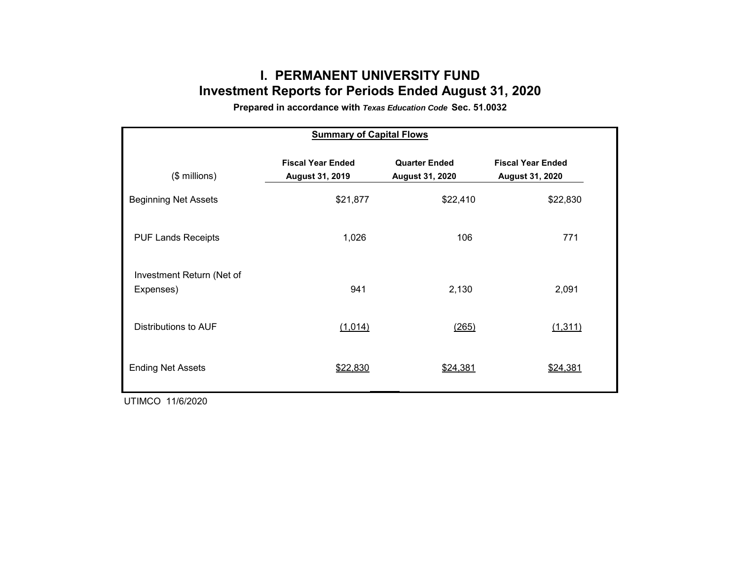# I. PERMANENT UNIVERSITY FUND

## Investment Reports for Periods Ended August 31, 2020

**Prepared in accordance with *Texas Education Code* Sec. 51.0032**

**Summary of Capital Flows**

| ($ millions) | Fiscal Year Ended August 31, 2019 | Quarter Ended August 31, 2020 | Fiscal Year Ended August 31, 2020 |
|---|---|---|---|
| Beginning Net Assets | $21,877 | $22,410 | $22,830 |
| PUF Lands Receipts | 1,026 | 106 | 771 |
| Investment Return (Net of Expenses) | 941 | 2,130 | 2,091 |
| Distributions to AUF | (1,014) | (265) | (1,311) |
| Ending Net Assets | $22,830 | $24,381 | $24,381 |

UTIMCO 11/6/2020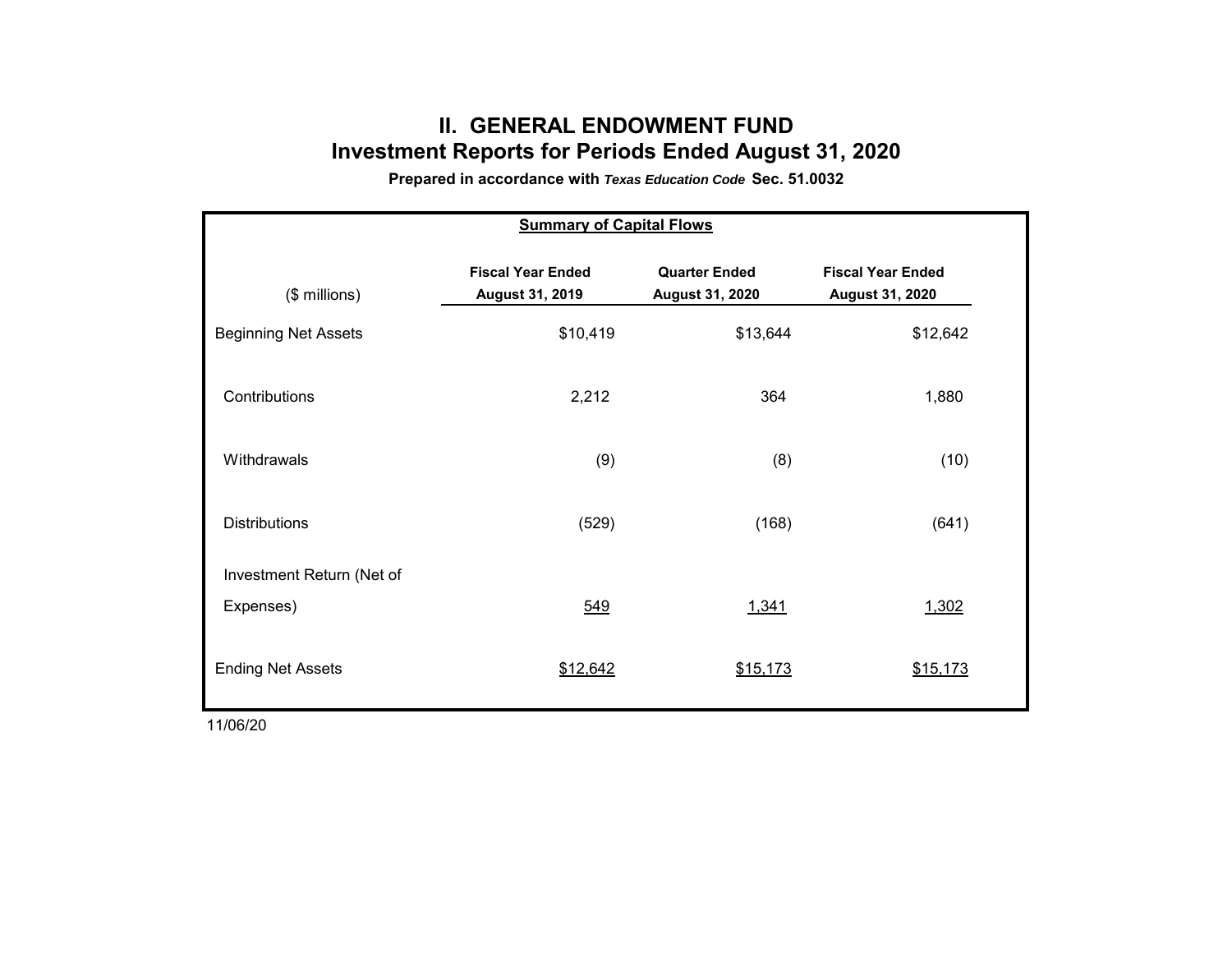# II. GENERAL ENDOWMENT FUND

## Investment Reports for Periods Ended August 31, 2020

**Prepared in accordance with *Texas Education Code* Sec. 51.0032**

**Summary of Capital Flows**

| ($ millions) | Fiscal Year Ended August 31, 2019 | Quarter Ended August 31, 2020 | Fiscal Year Ended August 31, 2020 |
|---|---|---|---|
| Beginning Net Assets | $10,419 | $13,644 | $12,642 |
| Contributions | 2,212 | 364 | 1,880 |
| Withdrawals | (9) | (8) | (10) |
| Distributions | (529) | (168) | (641) |
| Investment Return (Net of Expenses) | 549 | 1,341 | 1,302 |
| Ending Net Assets | $12,642 | $15,173 | $15,173 |

11/06/20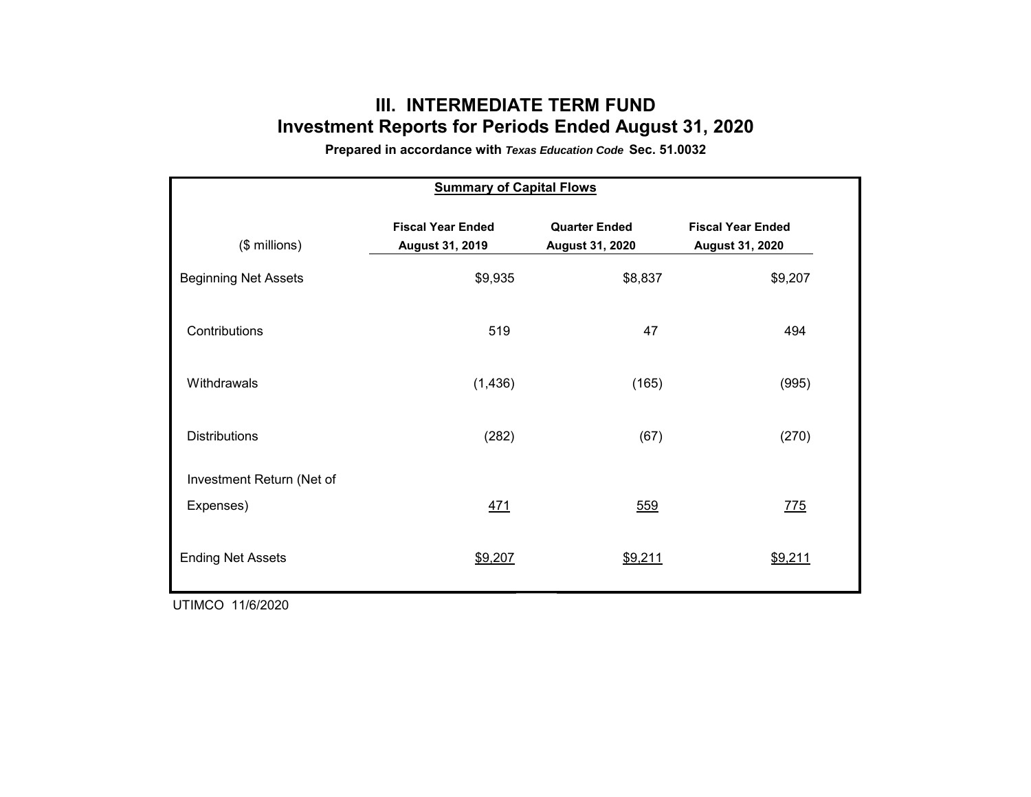# III. INTERMEDIATE TERM FUND

## Investment Reports for Periods Ended August 31, 2020

**Prepared in accordance with *Texas Education Code* Sec. 51.0032**

**Summary of Capital Flows**

| ($ millions) | Fiscal Year Ended August 31, 2019 | Quarter Ended August 31, 2020 | Fiscal Year Ended August 31, 2020 |
|---|---|---|---|
| Beginning Net Assets | $9,935 | $8,837 | $9,207 |
| Contributions | 519 | 47 | 494 |
| Withdrawals | (1,436) | (165) | (995) |
| Distributions | (282) | (67) | (270) |
| Investment Return (Net of Expenses) | 471 | 559 | 775 |
| Ending Net Assets | $9,207 | $9,211 | $9,211 |

UTIMCO 11/6/2020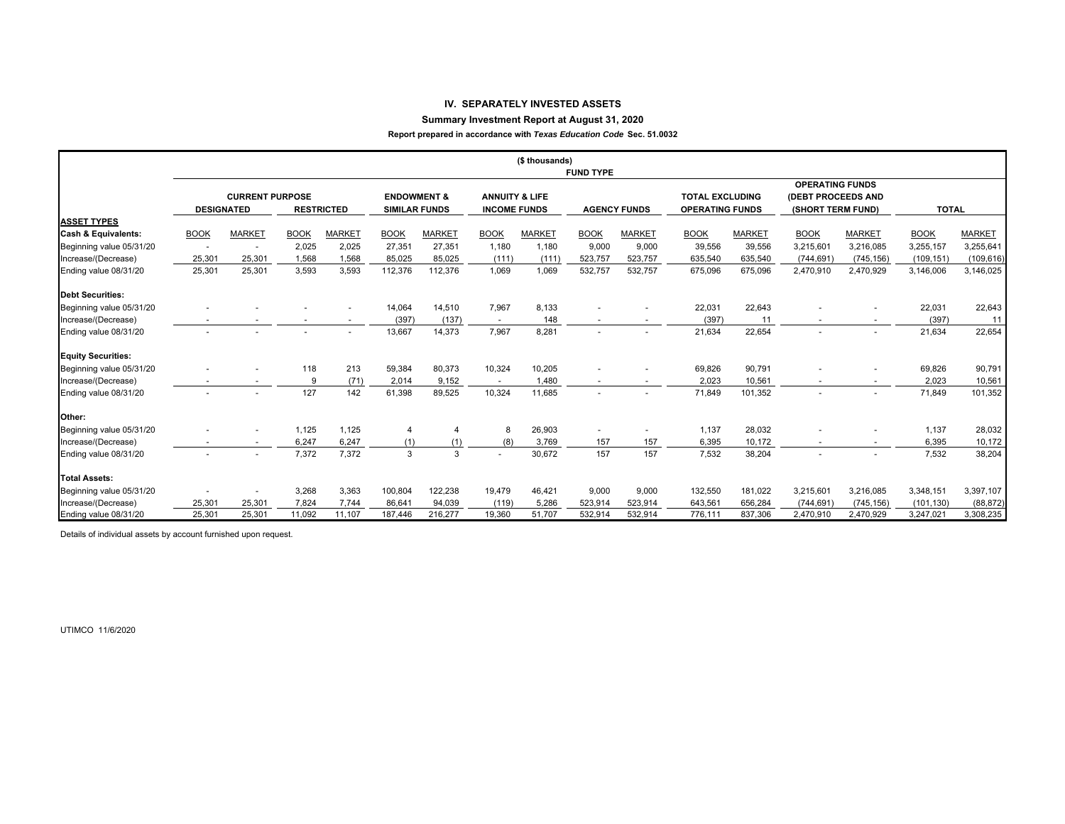## IV. SEPARATELY INVESTED ASSETS

### Summary Investment Report at August 31, 2020

**Report prepared in accordance with *Texas Education Code* Sec. 51.0032**

| ($ thousands) | | | | | | | | | | | | | | | | |
|---|---|---|---|---|---|---|---|---|---|---|---|---|---|---|---|---|
| | FUND TYPE | | | | | | | | | | | | | | | |
| | CURRENT PURPOSE | | | | ENDOWMENT & SIMILAR FUNDS | | ANNUITY & LIFE INCOME FUNDS | | AGENCY FUNDS | | TOTAL EXCLUDING OPERATING FUNDS | | OPERATING FUNDS (DEBT PROCEEDS AND (SHORT TERM FUND) | | TOTAL | |
| | DESIGNATED | | RESTRICTED | | | | | | | | | | | | | |
| **ASSET TYPES** | | | | | | | | | | | | | | | | |
| **Cash & Equivalents:** | BOOK | MARKET | BOOK | MARKET | BOOK | MARKET | BOOK | MARKET | BOOK | MARKET | BOOK | MARKET | BOOK | MARKET | BOOK | MARKET |
| Beginning value 05/31/20 | - | - | 2,025 | 2,025 | 27,351 | 27,351 | 1,180 | 1,180 | 9,000 | 9,000 | 39,556 | 39,556 | 3,215,601 | 3,216,085 | 3,255,157 | 3,255,641 |
| Increase/(Decrease) | 25,301 | 25,301 | 1,568 | 1,568 | 85,025 | 85,025 | (111) | (111) | 523,757 | 523,757 | 635,540 | 635,540 | (744,691) | (745,156) | (109,151) | (109,616) |
| Ending value 08/31/20 | 25,301 | 25,301 | 3,593 | 3,593 | 112,376 | 112,376 | 1,069 | 1,069 | 532,757 | 532,757 | 675,096 | 675,096 | 2,470,910 | 2,470,929 | 3,146,006 | 3,146,025 |
| **Debt Securities:** | | | | | | | | | | | | | | | | |
| Beginning value 05/31/20 | - | - | - | - | 14,064 | 14,510 | 7,967 | 8,133 | - | - | 22,031 | 22,643 | - | - | 22,031 | 22,643 |
| Increase/(Decrease) | - | - | - | - | (397) | (137) | - | 148 | - | - | (397) | 11 | - | - | (397) | 11 |
| Ending value 08/31/20 | - | - | - | - | 13,667 | 14,373 | 7,967 | 8,281 | - | - | 21,634 | 22,654 | - | - | 21,634 | 22,654 |
| **Equity Securities:** | | | | | | | | | | | | | | | | |
| Beginning value 05/31/20 | - | - | 118 | 213 | 59,384 | 80,373 | 10,324 | 10,205 | - | - | 69,826 | 90,791 | - | - | 69,826 | 90,791 |
| Increase/(Decrease) | - | - | 9 | (71) | 2,014 | 9,152 | - | 1,480 | - | - | 2,023 | 10,561 | - | - | 2,023 | 10,561 |
| Ending value 08/31/20 | - | - | 127 | 142 | 61,398 | 89,525 | 10,324 | 11,685 | - | - | 71,849 | 101,352 | - | - | 71,849 | 101,352 |
| **Other:** | | | | | | | | | | | | | | | | |
| Beginning value 05/31/20 | - | - | 1,125 | 1,125 | 4 | 4 | 8 | 26,903 | - | - | 1,137 | 28,032 | - | - | 1,137 | 28,032 |
| Increase/(Decrease) | - | - | 6,247 | 6,247 | (1) | (1) | (8) | 3,769 | 157 | 157 | 6,395 | 10,172 | - | - | 6,395 | 10,172 |
| Ending value 08/31/20 | - | - | 7,372 | 7,372 | 3 | 3 | - | 30,672 | 157 | 157 | 7,532 | 38,204 | - | - | 7,532 | 38,204 |
| **Total Assets:** | | | | | | | | | | | | | | | | |
| Beginning value 05/31/20 | - | - | 3,268 | 3,363 | 100,804 | 122,238 | 19,479 | 46,421 | 9,000 | 9,000 | 132,550 | 181,022 | 3,215,601 | 3,216,085 | 3,348,151 | 3,397,107 |
| Increase/(Decrease) | 25,301 | 25,301 | 7,824 | 7,744 | 86,641 | 94,039 | (119) | 5,286 | 523,914 | 523,914 | 643,561 | 656,284 | (744,691) | (745,156) | (101,130) | (88,872) |
| Ending value 08/31/20 | 25,301 | 25,301 | 11,092 | 11,107 | 187,446 | 216,277 | 19,360 | 51,707 | 532,914 | 532,914 | 776,111 | 837,306 | 2,470,910 | 2,470,929 | 3,247,021 | 3,308,235 |

Details of individual assets by account furnished upon request.

UTIMCO 11/6/2020